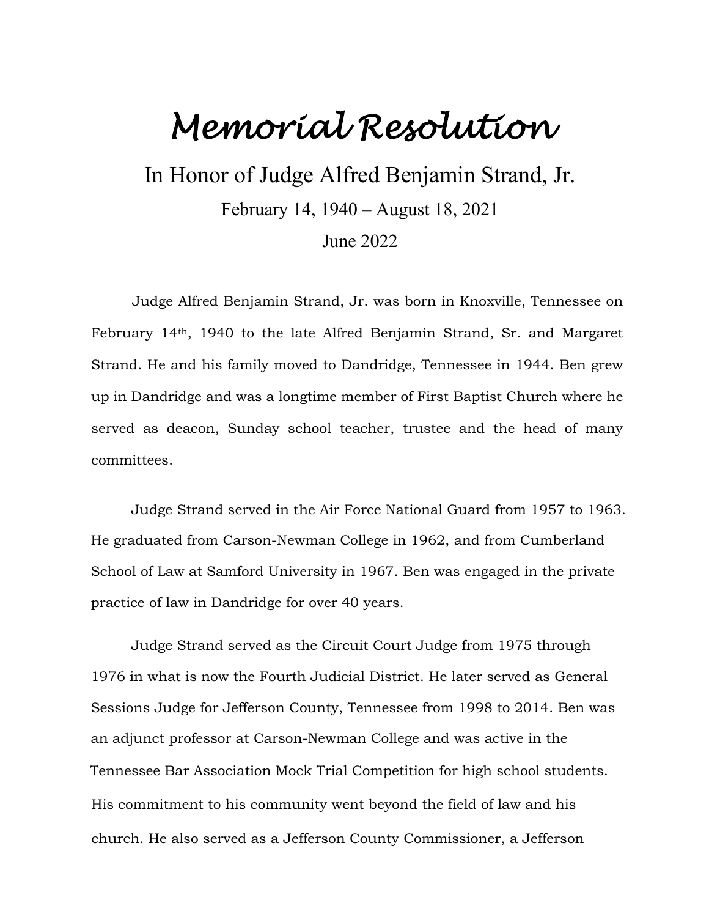# Memorial Resolution

## In Honor of Judge Alfred Benjamin Strand, Jr.

February 14, 1940 – August 18, 2021

June 2022

Judge Alfred Benjamin Strand, Jr. was born in Knoxville, Tennessee on February 14th, 1940 to the late Alfred Benjamin Strand, Sr. and Margaret Strand. He and his family moved to Dandridge, Tennessee in 1944. Ben grew up in Dandridge and was a longtime member of First Baptist Church where he served as deacon, Sunday school teacher, trustee and the head of many committees.

Judge Strand served in the Air Force National Guard from 1957 to 1963. He graduated from Carson-Newman College in 1962, and from Cumberland School of Law at Samford University in 1967. Ben was engaged in the private practice of law in Dandridge for over 40 years.

Judge Strand served as the Circuit Court Judge from 1975 through 1976 in what is now the Fourth Judicial District. He later served as General Sessions Judge for Jefferson County, Tennessee from 1998 to 2014. Ben was an adjunct professor at Carson-Newman College and was active in the Tennessee Bar Association Mock Trial Competition for high school students. His commitment to his community went beyond the field of law and his church. He also served as a Jefferson County Commissioner, a Jefferson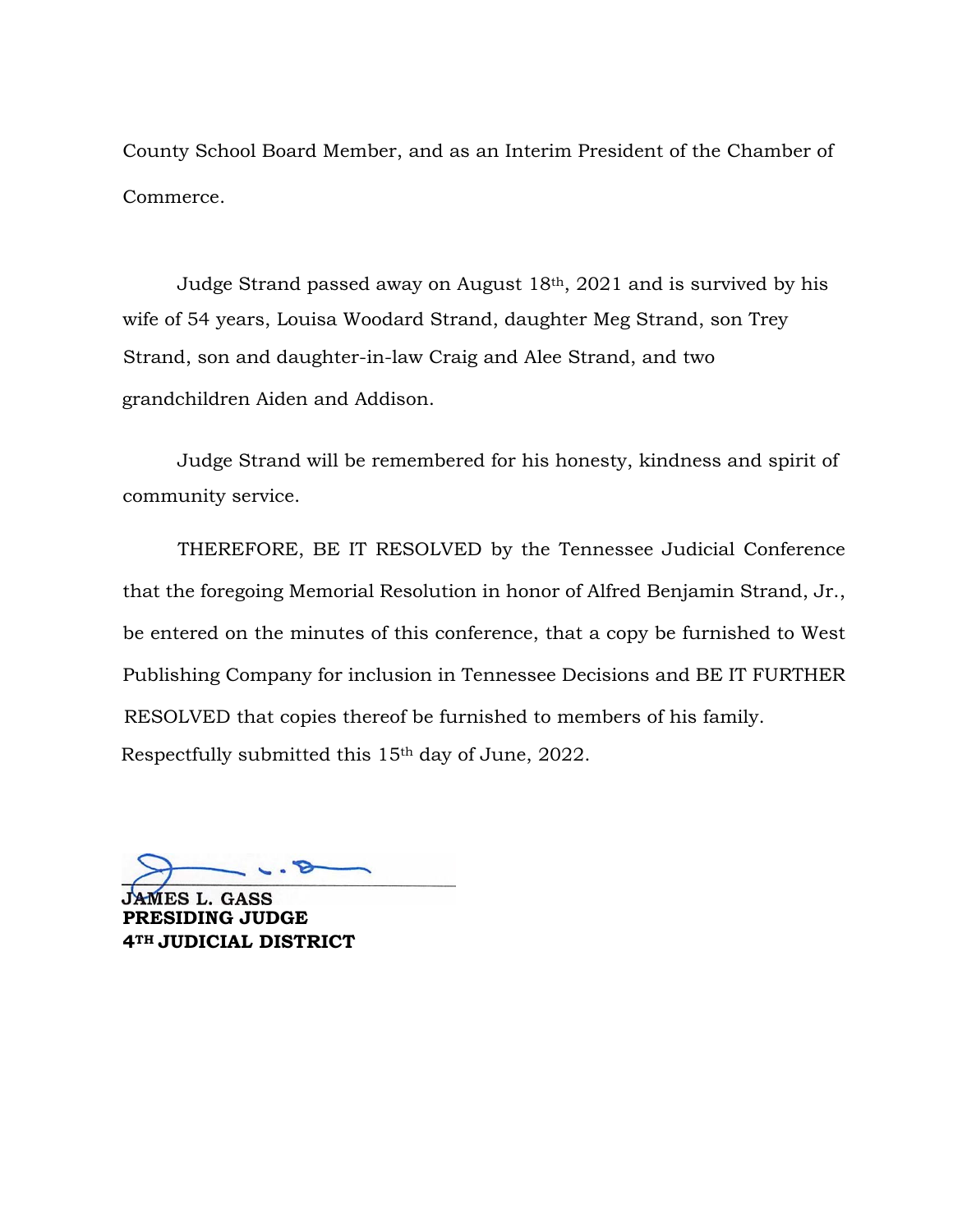County School Board Member, and as an Interim President of the Chamber of Commerce.

Judge Strand passed away on August 18th, 2021 and is survived by his wife of 54 years, Louisa Woodard Strand, daughter Meg Strand, son Trey Strand, son and daughter-in-law Craig and Alee Strand, and two grandchildren Aiden and Addison.

Judge Strand will be remembered for his honesty, kindness and spirit of community service.

THEREFORE, BE IT RESOLVED by the Tennessee Judicial Conference that the foregoing Memorial Resolution in honor of Alfred Benjamin Strand, Jr., be entered on the minutes of this conference, that a copy be furnished to West Publishing Company for inclusion in Tennessee Decisions and BE IT FURTHER RESOLVED that copies thereof be furnished to members of his family.

Respectfully submitted this 15th day of June, 2022.

**JAMES L. GASS**
**PRESIDING JUDGE**
**4TH JUDICIAL DISTRICT**